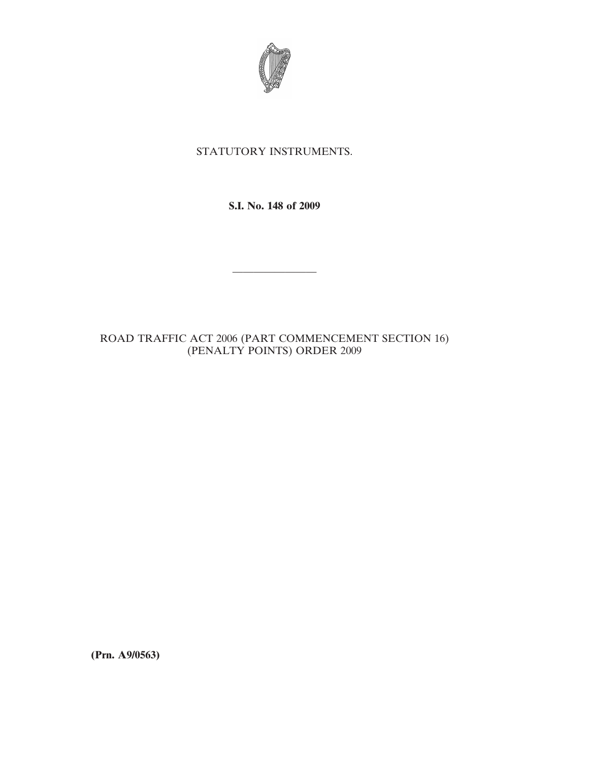STATUTORY INSTRUMENTS.

**S.I. No. 148 of 2009**

---

ROAD TRAFFIC ACT 2006 (PART COMMENCEMENT SECTION 16) (PENALTY POINTS) ORDER 2009

**(Prn. A9/0563)**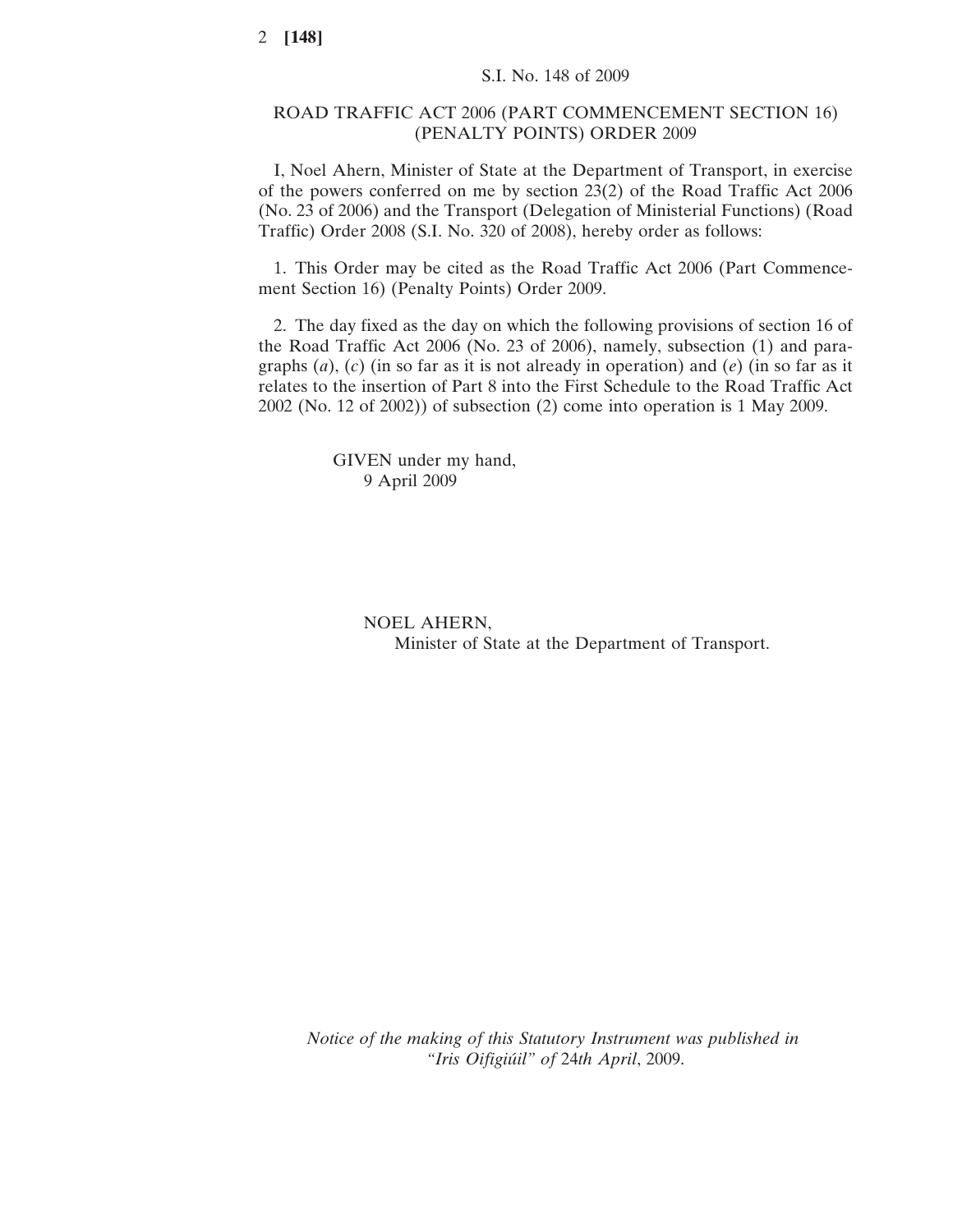S.I. No. 148 of 2009

## ROAD TRAFFIC ACT 2006 (PART COMMENCEMENT SECTION 16) (PENALTY POINTS) ORDER 2009

I, Noel Ahern, Minister of State at the Department of Transport, in exercise of the powers conferred on me by section 23(2) of the Road Traffic Act 2006 (No. 23 of 2006) and the Transport (Delegation of Ministerial Functions) (Road Traffic) Order 2008 (S.I. No. 320 of 2008), hereby order as follows:

1. This Order may be cited as the Road Traffic Act 2006 (Part Commencement Section 16) (Penalty Points) Order 2009.

2. The day fixed as the day on which the following provisions of section 16 of the Road Traffic Act 2006 (No. 23 of 2006), namely, subsection (1) and paragraphs (*a*), (*c*) (in so far as it is not already in operation) and (*e*) (in so far as it relates to the insertion of Part 8 into the First Schedule to the Road Traffic Act 2002 (No. 12 of 2002)) of subsection (2) come into operation is 1 May 2009.

GIVEN under my hand,
9 April 2009

NOEL AHERN,
Minister of State at the Department of Transport.

*Notice of the making of this Statutory Instrument was published in "Iris Oifigiúil" of* 24*th April*, 2009.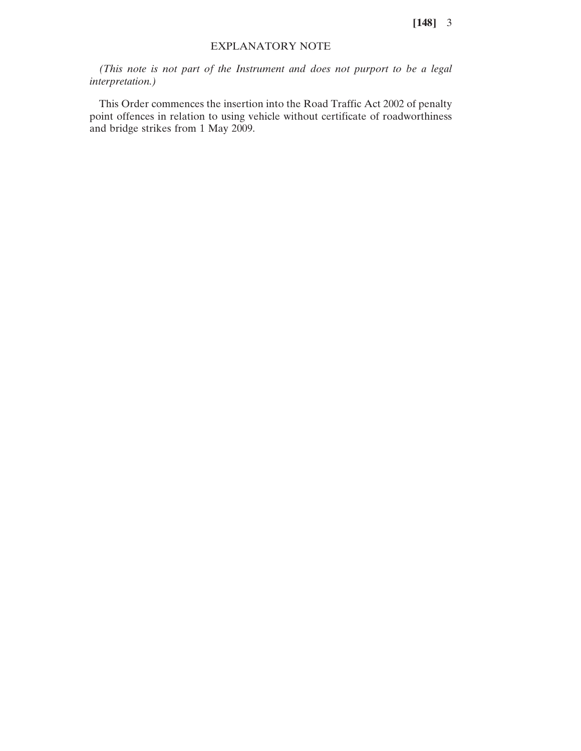## EXPLANATORY NOTE

*(This note is not part of the Instrument and does not purport to be a legal interpretation.)*

This Order commences the insertion into the Road Traffic Act 2002 of penalty point offences in relation to using vehicle without certificate of roadworthiness and bridge strikes from 1 May 2009.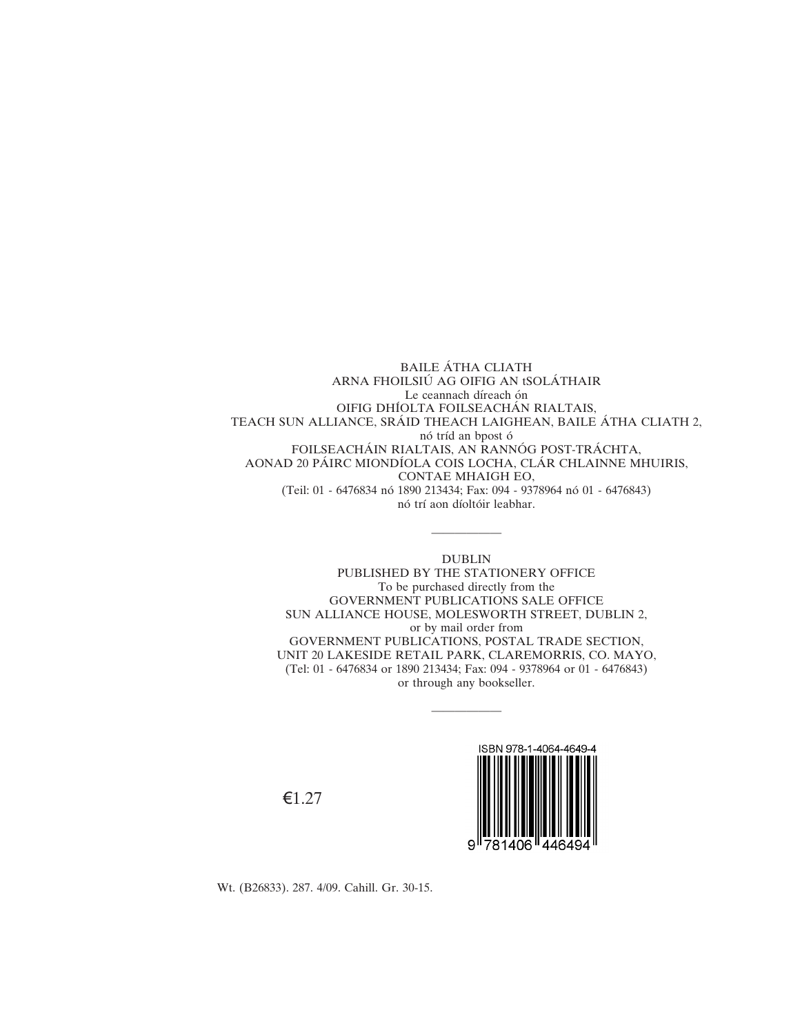BAILE ÁTHA CLIATH
ARNA FHOILSIÚ AG OIFIG AN tSOLÁTHAIR
Le ceannach díreach ón
OIFIG DHÍOLTA FOILSEACHÁN RIALTAIS,
TEACH SUN ALLIANCE, SRÁID THEACH LAIGHEAN, BAILE ÁTHA CLIATH 2,
nó tríd an bpost ó
FOILSEACHÁIN RIALTAIS, AN RANNÓG POST-TRÁCHTA,
AONAD 20 PÁIRC MIONDÍOLA COIS LOCHA, CLÁR CHLAINNE MHUIRIS,
CONTAE MHAIGH EO,
(Teil: 01 - 6476834 nó 1890 213434; Fax: 094 - 9378964 nó 01 - 6476843)
nó trí aon díoltóir leabhar.

---

DUBLIN
PUBLISHED BY THE STATIONERY OFFICE
To be purchased directly from the
GOVERNMENT PUBLICATIONS SALE OFFICE
SUN ALLIANCE HOUSE, MOLESWORTH STREET, DUBLIN 2,
or by mail order from
GOVERNMENT PUBLICATIONS, POSTAL TRADE SECTION,
UNIT 20 LAKESIDE RETAIL PARK, CLAREMORRIS, CO. MAYO,
(Tel: 01 - 6476834 or 1890 213434; Fax: 094 - 9378964 or 01 - 6476843)
or through any bookseller.

---

€1.27

ISBN 978-1-4064-4649-4

9 781406 446494

Wt. (B26833). 287. 4/09. Cahill. Gr. 30-15.